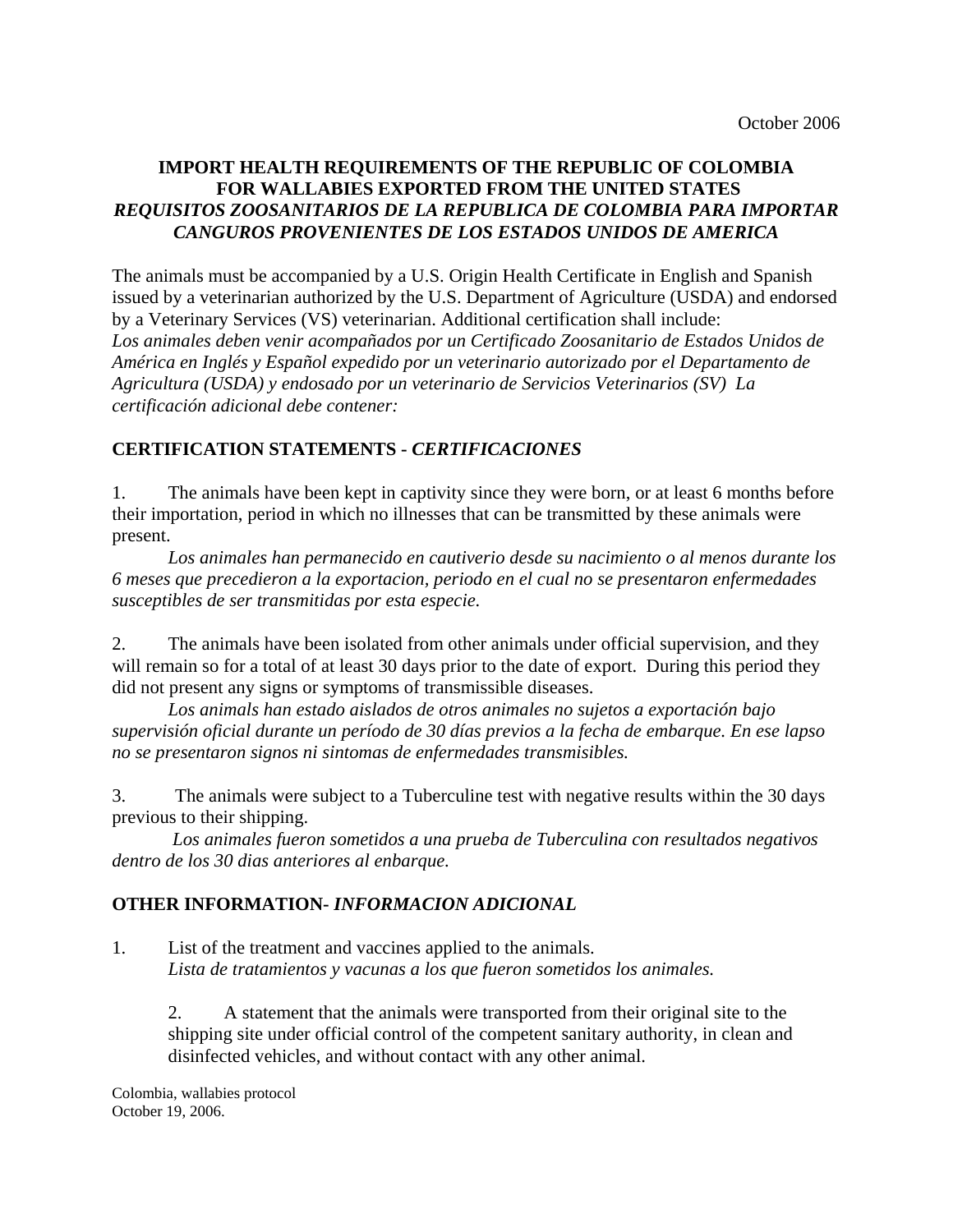October 2006

**IMPORT HEALTH REQUIREMENTS OF THE REPUBLIC OF COLOMBIA FOR WALLABIES EXPORTED FROM THE UNITED STATES**
***REQUISITOS ZOOSANITARIOS DE LA REPUBLICA DE COLOMBIA PARA IMPORTAR CANGUROS PROVENIENTES DE LOS ESTADOS UNIDOS DE AMERICA***

The animals must be accompanied by a U.S. Origin Health Certificate in English and Spanish issued by a veterinarian authorized by the U.S. Department of Agriculture (USDA) and endorsed by a Veterinary Services (VS) veterinarian. Additional certification shall include:
*Los animales deben venir acompañados por un Certificado Zoosanitario de Estados Unidos de América en Inglés y Español expedido por un veterinario autorizado por el Departamento de Agricultura (USDA) y endosado por un veterinario de Servicios Veterinarios (SV) La certificación adicional debe contener:*

## CERTIFICATION STATEMENTS - *CERTIFICACIONES*

1. The animals have been kept in captivity since they were born, or at least 6 months before their importation, period in which no illnesses that can be transmitted by these animals were present.
   *Los animales han permanecido en cautiverio desde su nacimiento o al menos durante los 6 meses que precedieron a la exportacion, periodo en el cual no se presentaron enfermedades susceptibles de ser transmitidas por esta especie.*

2. The animals have been isolated from other animals under official supervision, and they will remain so for a total of at least 30 days prior to the date of export. During this period they did not present any signs or symptoms of transmissible diseases.
   *Los animals han estado aislados de otros animales no sujetos a exportación bajo supervisión oficial durante un período de 30 días previos a la fecha de embarque. En ese lapso no se presentaron signos ni sintomas de enfermedades transmisibles.*

3. The animals were subject to a Tuberculine test with negative results within the 30 days previous to their shipping.
   *Los animales fueron sometidos a una prueba de Tuberculina con resultados negativos dentro de los 30 dias anteriores al enbarque.*

## OTHER INFORMATION- *INFORMACION ADICIONAL*

1. List of the treatment and vaccines applied to the animals.
   *Lista de tratamientos y vacunas a los que fueron sometidos los animales.*

2. A statement that the animals were transported from their original site to the shipping site under official control of the competent sanitary authority, in clean and disinfected vehicles, and without contact with any other animal.

Colombia, wallabies protocol
October 19, 2006.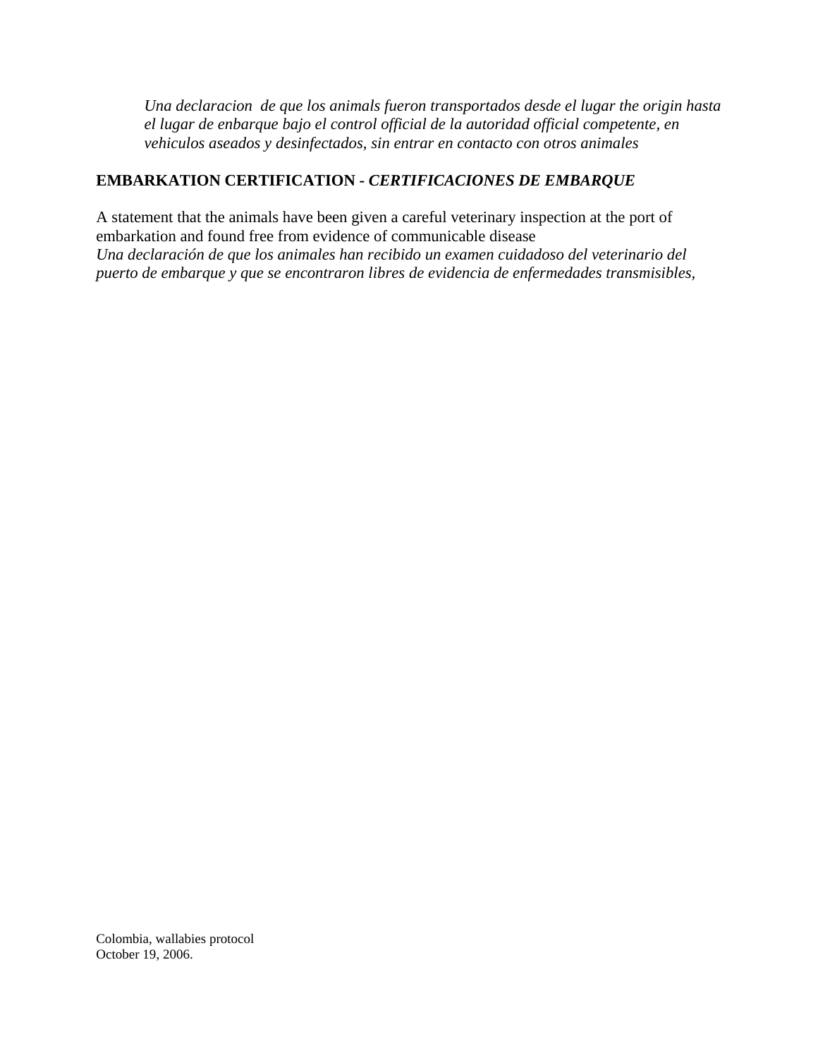*Una declaracion  de que los animals fueron transportados desde el lugar the origin hasta el lugar de enbarque bajo el control official de la autoridad official competente, en vehiculos aseados y desinfectados, sin entrar en contacto con otros animales*

**EMBARKATION CERTIFICATION -** ***CERTIFICACIONES DE EMBARQUE***

A statement that the animals have been given a careful veterinary inspection at the port of embarkation and found free from evidence of communicable disease
*Una declaración de que los animales han recibido un examen cuidadoso del veterinario del puerto de embarque y que se encontraron libres de evidencia de enfermedades transmisibles,*

Colombia, wallabies protocol
October 19, 2006.